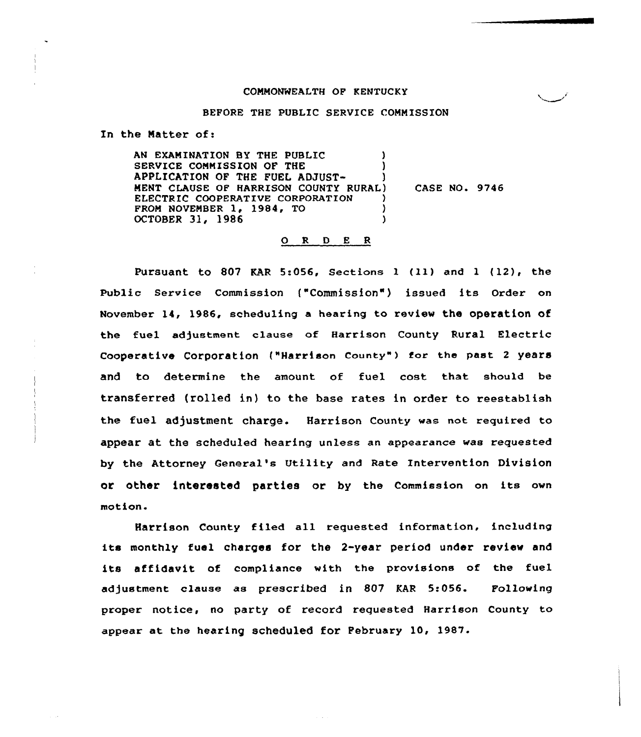COMMONWEALTH OF KENTUCKY

BEFORE THE PUBLIC SERVICE COMMISSION

In the Matter of:

AN EXAMINATION BY THE PUBLIC SERVICE COMMISSION OF THE APPLICATION OF THE FUEL ADJUSTMENT CLAUSE OF HARRISON COUNTY RURAL ELECTRIC COOPERATIVE CORPORATION FROM NOVEMBER 1, 1984, TO OCTOBER 31, 1986 ) CASE NO. 9746

# ORDER

Pursuant to 807 KAR 5:056, Sections 1 (11) and 1 (12), the Public Service Commission ("Commission") issued its Order on November 14, 1986, scheduling a hearing to review the operation of the fuel adjustment clause of Harrison County Rural Electric Cooperative Corporation ("Harrison County") for the past 2 years and to determine the amount of fuel cost that should be transferred (rolled in) to the base rates in order to reestablish the fuel adjustment charge. Harrison County was not required to appear at the scheduled hearing unless an appearance was requested by the Attorney General's Utility and Rate Intervention Division or other interested parties or by the Commission on its own motion.

Harrison County filed all requested information, including its monthly fuel charges for the 2-year period under review and its affidavit of compliance with the provisions of the fuel adjustment clause as prescribed in 807 KAR 5:056. Following proper notice, no party of record requested Harrison County to appear at the hearing scheduled for February 10, 1987.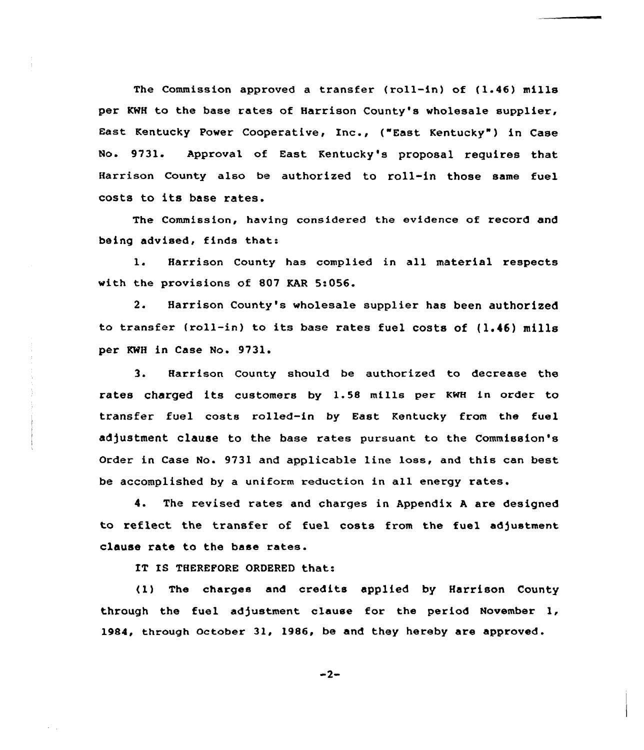The Commission approved a transfer (roll-in) of (1.46) mills per KWH to the base rates of Harrison County's wholesale supplier, East Kentucky Power Cooperative, Inc., ("East Kentucky") in Case No. 9731. Approval of East Kentucky's proposal requires that Harrison County also be authorized to roll-in those same fuel costs to its base rates.

The Commission, having considered the evidence of record and being advised, finds that:

1. Harrison County has complied in all material respects with the provisions of 807 KAR 5:056.

2. Harrison County's wholesale supplier has been authorized to transfer (roll-in) to its base rates fuel costs of (1.46) mills per KWH in Case No. 9731.

3. Harrison County should be authorized to decrease the rates charged its customers by 1.58 mills per KWH in order to transfer fuel costs rolled-in by East Kentucky from the fuel adjustment clause to the base rates pursuant to the Commission's Order in Case No. 9731 and applicable line loss, and this can best be accomplished by a uniform reduction in all energy rates.

4. The revised rates and charges in Appendix A are designed to reflect the transfer of fuel costs from the fuel adjustment clause rate to the base rates.

IT IS THEREFORE ORDERED that:

(1) The charges and credits applied by Harrison County through the fuel adjustment clause for the period November 1, 1984, through October 31, 1986, be and they hereby are approved.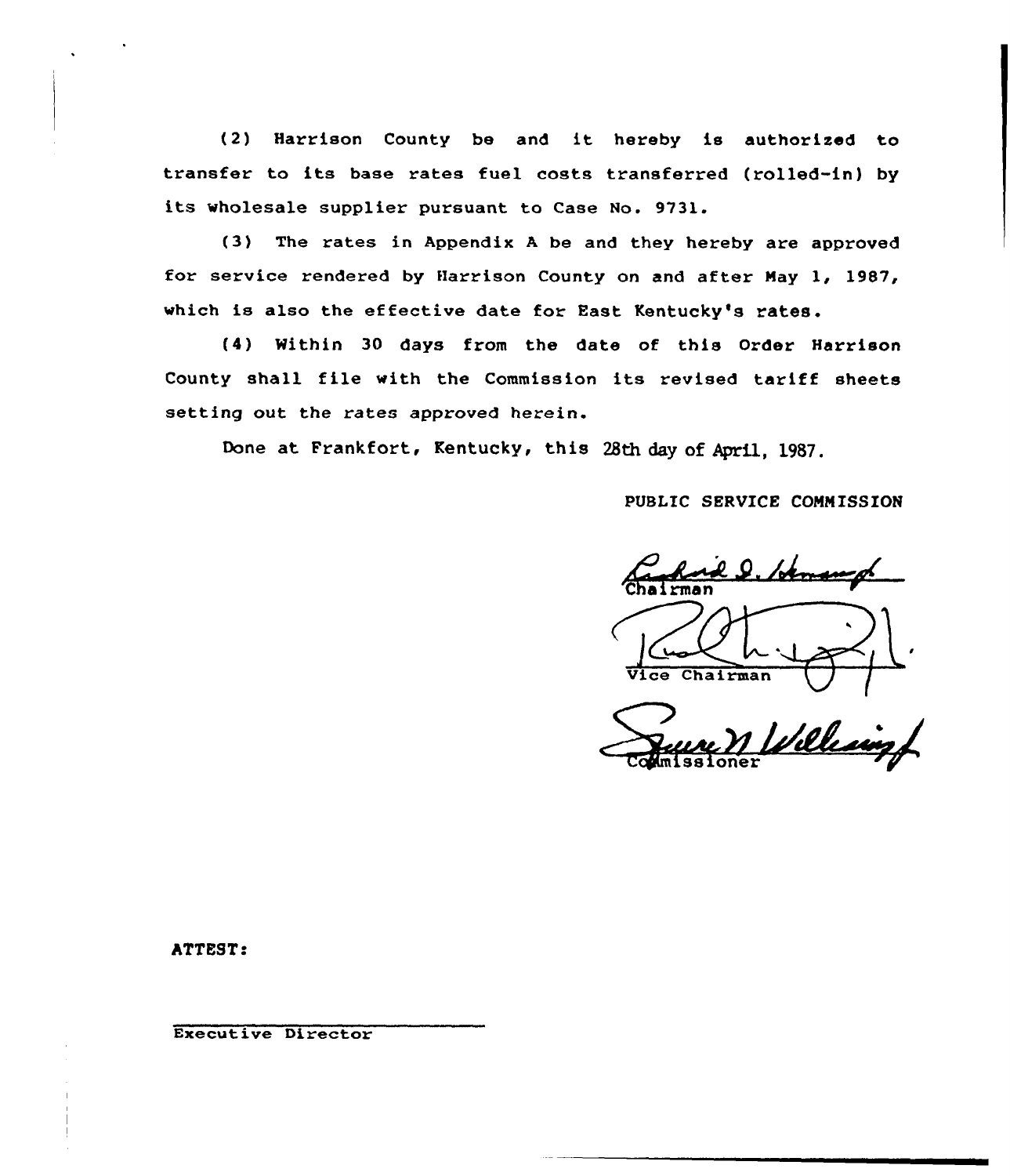(2) Harrison County be and it hereby is authorized to transfer to its base rates fuel costs transferred (rolled-in) by its wholesale supplier pursuant to Case No. 9731.

(3) The rates in Appendix A be and they hereby are approved for service rendered by Harrison County on and after May 1, 1987, which is also the effective date for East Kentucky's rates.

(4) Within 30 days from the date of this Order Harrison County shall file with the Commission its revised tariff sheets setting out the rates approved herein.

Done at Frankfort, Kentucky, this 28th day of April, 1987.

PUBLIC SERVICE COMMISSION

Chairman

Vice Chairman

Commissioner

ATTEST:

Executive Director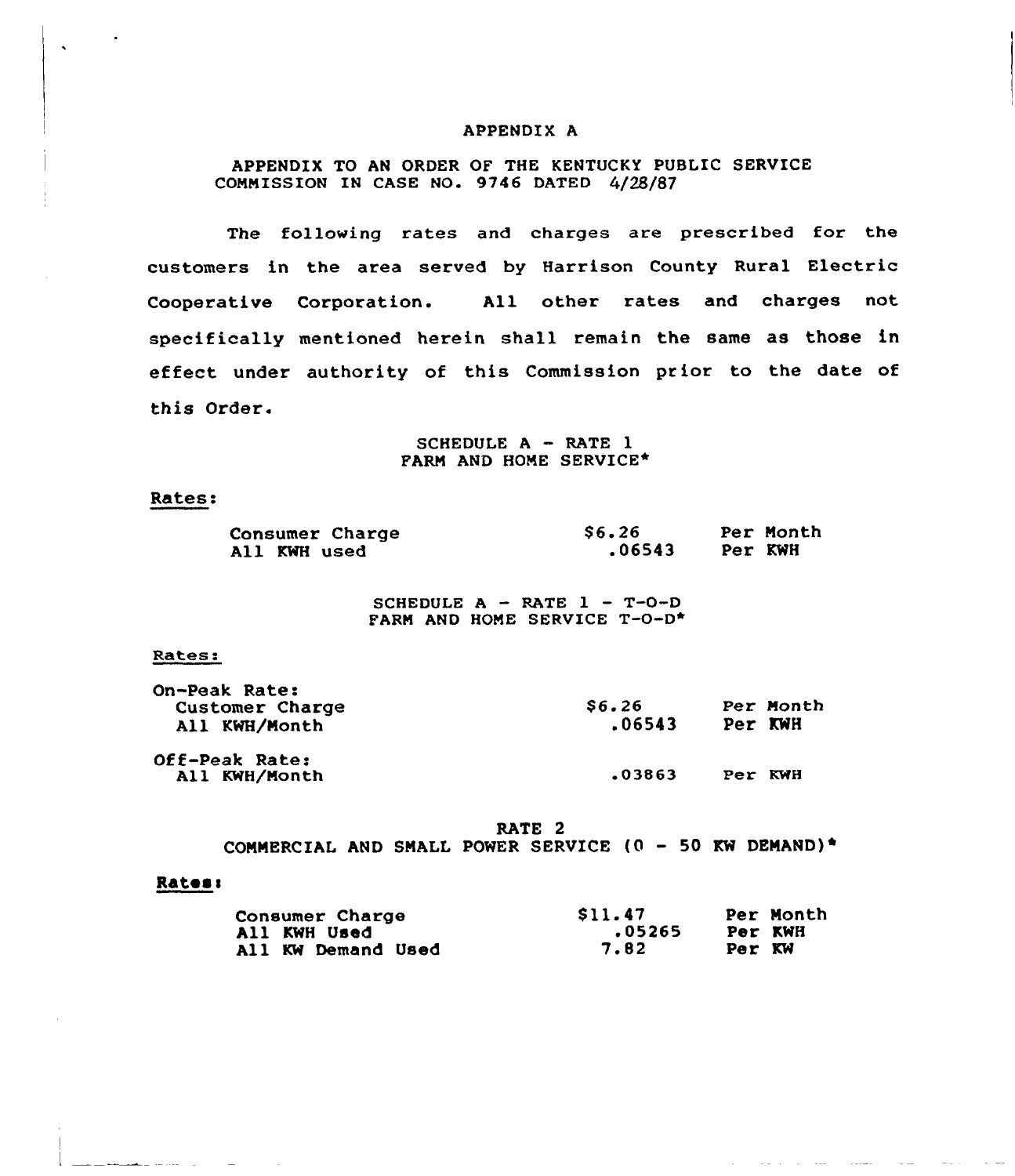# APPENDIX A

APPENDIX TO AN ORDER OF THE KENTUCKY PUBLIC SERVICE COMMISSION IN CASE NO. 9746 DATED 4/28/87

The following rates and charges are prescribed for the customers in the area served by Harrison County Rural Electric Cooperative Corporation. All other rates and charges not specifically mentioned herein shall remain the same as those in effect under authority of this Commission prior to the date of this Order.

## SCHEDULE A - RATE 1
## FARM AND HOME SERVICE*

Rates:

| | | |
|---|---|---|
| Consumer Charge | $6.26 | Per Month |
| All KWH used | .06543 | Per KWH |

## SCHEDULE A - RATE 1 - T-O-D
## FARM AND HOME SERVICE T-O-D*

Rates:

| | | |
|---|---|---|
| On-Peak Rate: | | |
| Customer Charge | $6.26 | Per Month |
| All KWH/Month | .06543 | Per KWH |
| Off-Peak Rate: | | |
| All KWH/Month | .03863 | Per KWH |

## RATE 2
## COMMERCIAL AND SMALL POWER SERVICE (0 - 50 KW DEMAND)*

**Rates:**

| | | |
|---|---|---|
| Consumer Charge | $11.47 | Per Month |
| All KWH Used | .05265 | Per KWH |
| All KW Demand Used | 7.82 | Per KW |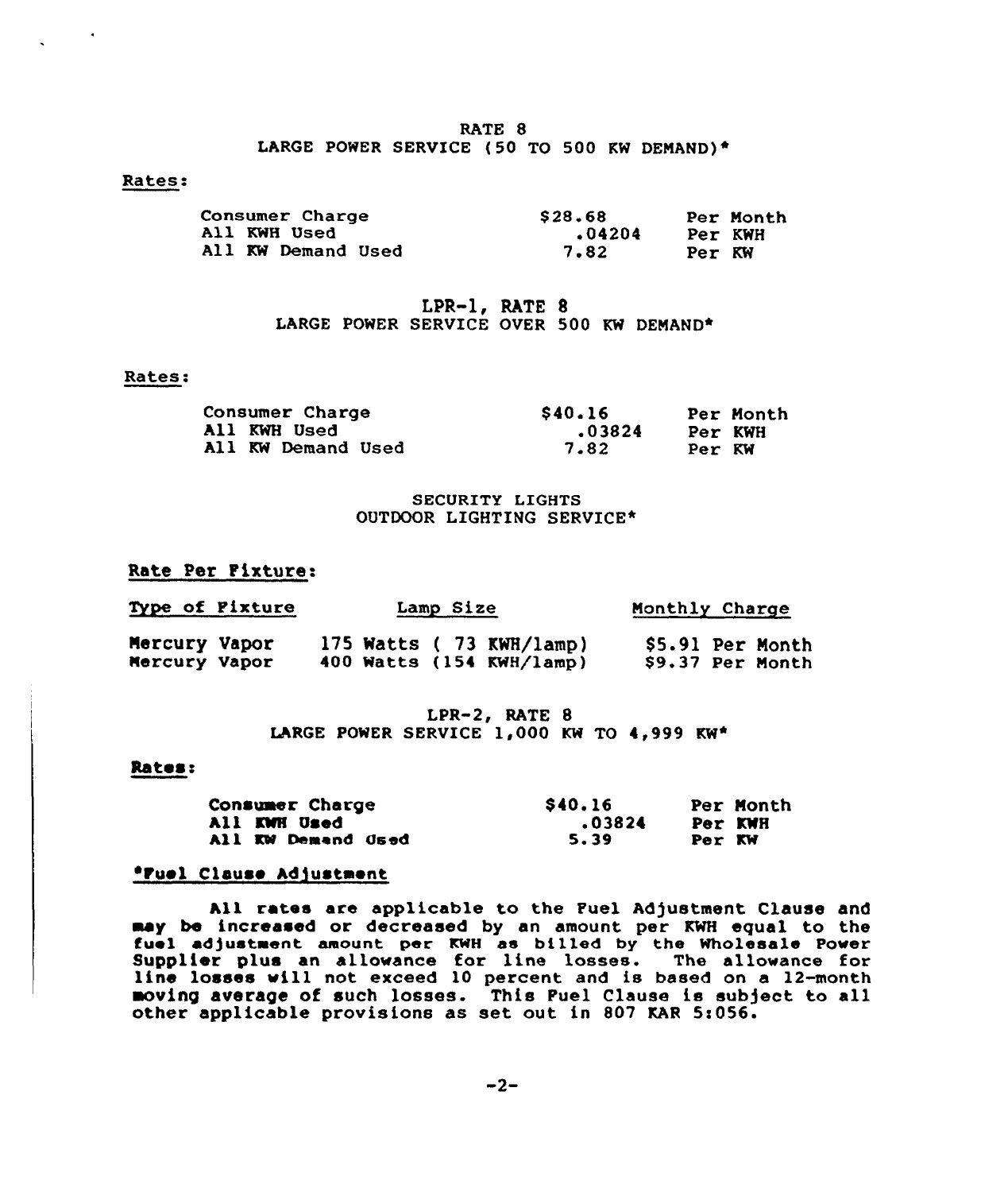RATE 8
LARGE POWER SERVICE (50 TO 500 KW DEMAND)*

Rates:

| | | |
|---|---|---|
| Consumer Charge | $28.68 | Per Month |
| All KWH Used | .04204 | Per KWH |
| All KW Demand Used | 7.82 | Per KW |

LPR-1, RATE 8
LARGE POWER SERVICE OVER 500 KW DEMAND*

Rates:

| | | |
|---|---|---|
| Consumer Charge | $40.16 | Per Month |
| All KWH Used | .03824 | Per KWH |
| All KW Demand Used | 7.82 | Per KW |

SECURITY LIGHTS
OUTDOOR LIGHTING SERVICE*

Rate Per Fixture:

| Type of Fixture | Lamp Size | Monthly Charge |
|---|---|---|
| Mercury Vapor | 175 Watts ( 73 KWH/lamp) | $5.91 Per Month |
| Mercury Vapor | 400 Watts (154 KWH/lamp) | $9.37 Per Month |

LPR-2, RATE 8
LARGE POWER SERVICE 1,000 KW TO 4,999 KW*

Rates:

| | | |
|---|---|---|
| Consumer Charge | $40.16 | Per Month |
| All KWH Used | .03824 | Per KWH |
| All KW Demand Used | 5.39 | Per KW |

*Fuel Clause Adjustment

All rates are applicable to the Fuel Adjustment Clause and may be increased or decreased by an amount per KWH equal to the fuel adjustment amount per KWH as billed by the Wholesale Power Supplier plus an allowance for line losses. The allowance for line losses will not exceed 10 percent and is based on a 12-month moving average of such losses. This Fuel Clause is subject to all other applicable provisions as set out in 807 KAR 5:056.